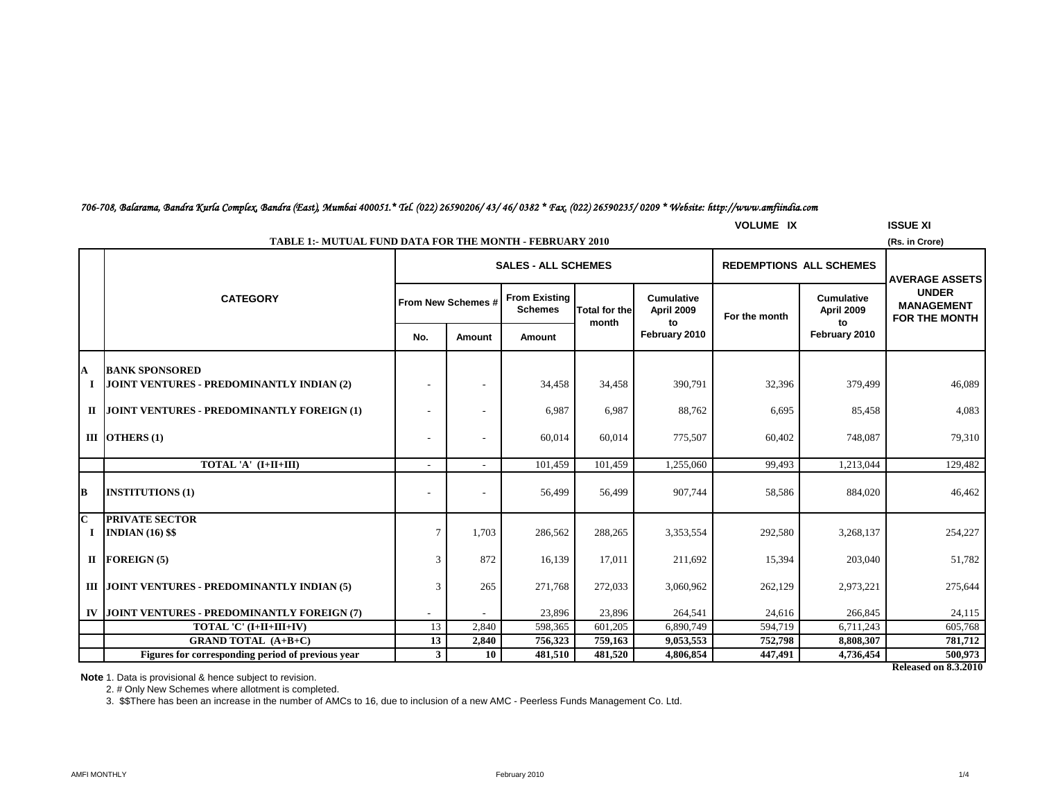*706-708, Balarama, Bandra Kurla Complex, Bandra (East), Mumbai 400051.* Tel. (022) 26590206/ 43/ 46/ 0382 * Fax. (022) 26590235/ 0209 * Website: http://www.amfiindia.com*

VOLUME IX ISSUE XI

**TABLE 1:- MUTUAL FUND DATA FOR THE MONTH - FEBRUARY 2010**

(Rs. in Crore)

| | CATEGORY | SALES - ALL SCHEMES | | | | | REDEMPTIONS ALL SCHEMES | | AVERAGE ASSETS UNDER MANAGEMENT FOR THE MONTH |
|---|---|---|---|---|---|---|---|---|---|
| | | From New Schemes # | | From Existing Schemes | Total for the month | Cumulative April 2009 to February 2010 | For the month | Cumulative April 2009 to February 2010 | |
| | | No. | Amount | Amount | | | | | |
| **A** | **BANK SPONSORED** | | | | | | | | |
| **I** | **JOINT VENTURES - PREDOMINANTLY INDIAN (2)** | - | - | 34,458 | 34,458 | 390,791 | 32,396 | 379,499 | 46,089 |
| **II** | **JOINT VENTURES - PREDOMINANTLY FOREIGN (1)** | - | - | 6,987 | 6,987 | 88,762 | 6,695 | 85,458 | 4,083 |
| **III** | **OTHERS (1)** | - | - | 60,014 | 60,014 | 775,507 | 60,402 | 748,087 | 79,310 |
| | **TOTAL 'A' (I+II+III)** | - | - | 101,459 | 101,459 | 1,255,060 | 99,493 | 1,213,044 | 129,482 |
| **B** | **INSTITUTIONS (1)** | - | - | 56,499 | 56,499 | 907,744 | 58,586 | 884,020 | 46,462 |
| **C** | **PRIVATE SECTOR** | | | | | | | | |
| **I** | **INDIAN (16) $$** | 7 | 1,703 | 286,562 | 288,265 | 3,353,554 | 292,580 | 3,268,137 | 254,227 |
| **II** | **FOREIGN (5)** | 3 | 872 | 16,139 | 17,011 | 211,692 | 15,394 | 203,040 | 51,782 |
| **III** | **JOINT VENTURES - PREDOMINANTLY INDIAN (5)** | 3 | 265 | 271,768 | 272,033 | 3,060,962 | 262,129 | 2,973,221 | 275,644 |
| **IV** | **JOINT VENTURES - PREDOMINANTLY FOREIGN (7)** | - | - | 23,896 | 23,896 | 264,541 | 24,616 | 266,845 | 24,115 |
| | **TOTAL 'C' (I+II+III+IV)** | 13 | 2,840 | 598,365 | 601,205 | 6,890,749 | 594,719 | 6,711,243 | 605,768 |
| | **GRAND TOTAL (A+B+C)** | **13** | **2,840** | **756,323** | **759,163** | **9,053,553** | **752,798** | **8,808,307** | **781,712** |
| | **Figures for corresponding period of previous year** | **3** | **10** | **481,510** | **481,520** | **4,806,854** | **447,491** | **4,736,454** | **500,973** |

**Released on 8.3.2010**

**Note** 1. Data is provisional & hence subject to revision.

2. # Only New Schemes where allotment is completed.

3. $$There has been an increase in the number of AMCs to 16, due to inclusion of a new AMC - Peerless Funds Management Co. Ltd.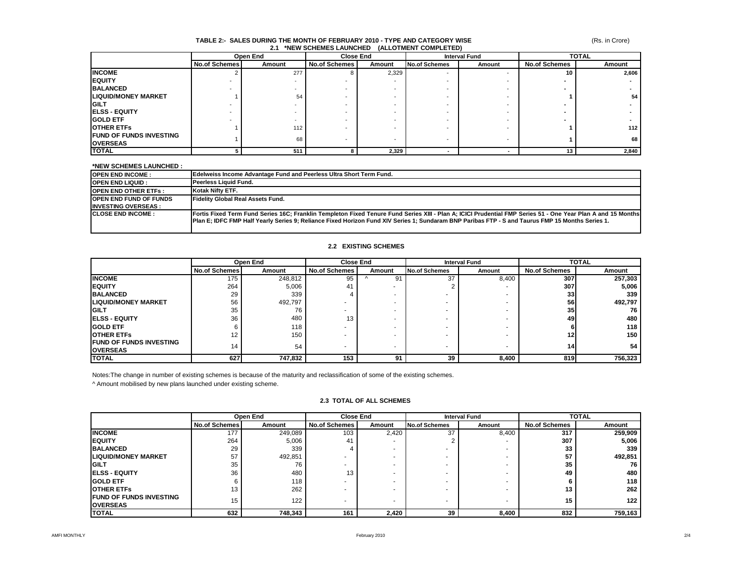## TABLE 2:- SALES DURING THE MONTH OF FEBRUARY 2010 - TYPE AND CATEGORY WISE

(Rs. in Crore)

### 2.1 *NEW SCHEMES LAUNCHED (ALLOTMENT COMPLETED)

| | Open End | | Close End | | Interval Fund | | TOTAL | |
|---|---|---|---|---|---|---|---|---|
| | No.of Schemes | Amount | No.of Schemes | Amount | No.of Schemes | Amount | No.of Schemes | Amount |
| **INCOME** | 2 | 277 | 8 | 2,329 | - | - | **10** | **2,606** |
| **EQUITY** | - | - | - | - | - | - | **-** | **-** |
| **BALANCED** | - | - | - | - | - | - | **-** | **-** |
| **LIQUID/MONEY MARKET** | 1 | 54 | - | - | - | - | **1** | **54** |
| **GILT** | - | - | - | - | - | - | **-** | **-** |
| **ELSS - EQUITY** | - | - | - | - | - | - | **-** | **-** |
| **GOLD ETF** | - | - | - | - | - | - | **-** | **-** |
| **OTHER ETFs** | 1 | 112 | - | - | - | - | **1** | **112** |
| **FUND OF FUNDS INVESTING OVERSEAS** | 1 | 68 | - | - | - | - | **1** | **68** |
| **TOTAL** | **5** | **511** | **8** | **2,329** | **-** | **-** | **13** | **2,840** |

**\*NEW SCHEMES LAUNCHED :**

| | |
|---|---|
| **OPEN END INCOME :** | **Edelweiss Income Advantage Fund and Peerless Ultra Short Term Fund.** |
| **OPEN END LIQUID :** | **Peerless Liquid Fund.** |
| **OPEN END OTHER ETFs :** | **Kotak Nifty ETF.** |
| **OPEN END FUND OF FUNDS INVESTING OVERSEAS :** | **Fidelity Global Real Assets Fund.** |
| **CLOSE END INCOME :** | **Fortis Fixed Term Fund Series 16C; Franklin Templeton Fixed Tenure Fund Series XIII - Plan A; ICICI Prudential FMP Series 51 - One Year Plan A and 15 Months Plan E; IDFC FMP Half Yearly Series 9; Reliance Fixed Horizon Fund XIV Series 1; Sundaram BNP Paribas FTP - S and Taurus FMP 15 Months Series 1.** |

### 2.2 EXISTING SCHEMES

| | Open End | | Close End | | Interval Fund | | TOTAL | |
|---|---|---|---|---|---|---|---|---|
| | No.of Schemes | Amount | No.of Schemes | Amount | No.of Schemes | Amount | No.of Schemes | Amount |
| **INCOME** | 175 | 248,812 | 95 | ^ 91 | 37 | 8,400 | **307** | **257,303** |
| **EQUITY** | 264 | 5,006 | 41 | - | 2 | - | **307** | **5,006** |
| **BALANCED** | 29 | 339 | 4 | - | - | - | **33** | **339** |
| **LIQUID/MONEY MARKET** | 56 | 492,797 | - | - | - | - | **56** | **492,797** |
| **GILT** | 35 | 76 | - | - | - | - | **35** | **76** |
| **ELSS - EQUITY** | 36 | 480 | 13 | - | - | - | **49** | **480** |
| **GOLD ETF** | 6 | 118 | - | - | - | - | **6** | **118** |
| **OTHER ETFs** | 12 | 150 | - | - | - | - | **12** | **150** |
| **FUND OF FUNDS INVESTING OVERSEAS** | 14 | 54 | - | - | - | - | **14** | **54** |
| **TOTAL** | **627** | **747,832** | **153** | **91** | **39** | **8,400** | **819** | **756,323** |

Notes:The change in number of existing schemes is because of the maturity and reclassification of some of the existing schemes.

^ Amount mobilised by new plans launched under existing scheme.

### 2.3 TOTAL OF ALL SCHEMES

| | Open End | | Close End | | Interval Fund | | TOTAL | |
|---|---|---|---|---|---|---|---|---|
| | No.of Schemes | Amount | No.of Schemes | Amount | No.of Schemes | Amount | No.of Schemes | Amount |
| **INCOME** | 177 | 249,089 | 103 | 2,420 | 37 | 8,400 | **317** | **259,909** |
| **EQUITY** | 264 | 5,006 | 41 | - | 2 | - | **307** | **5,006** |
| **BALANCED** | 29 | 339 | 4 | - | - | - | **33** | **339** |
| **LIQUID/MONEY MARKET** | 57 | 492,851 | - | - | - | - | **57** | **492,851** |
| **GILT** | 35 | 76 | - | - | - | - | **35** | **76** |
| **ELSS - EQUITY** | 36 | 480 | 13 | - | - | - | **49** | **480** |
| **GOLD ETF** | 6 | 118 | - | - | - | - | **6** | **118** |
| **OTHER ETFs** | 13 | 262 | - | - | - | - | **13** | **262** |
| **FUND OF FUNDS INVESTING OVERSEAS** | 15 | 122 | - | - | - | - | **15** | **122** |
| **TOTAL** | **632** | **748,343** | **161** | **2,420** | **39** | **8,400** | **832** | **759,163** |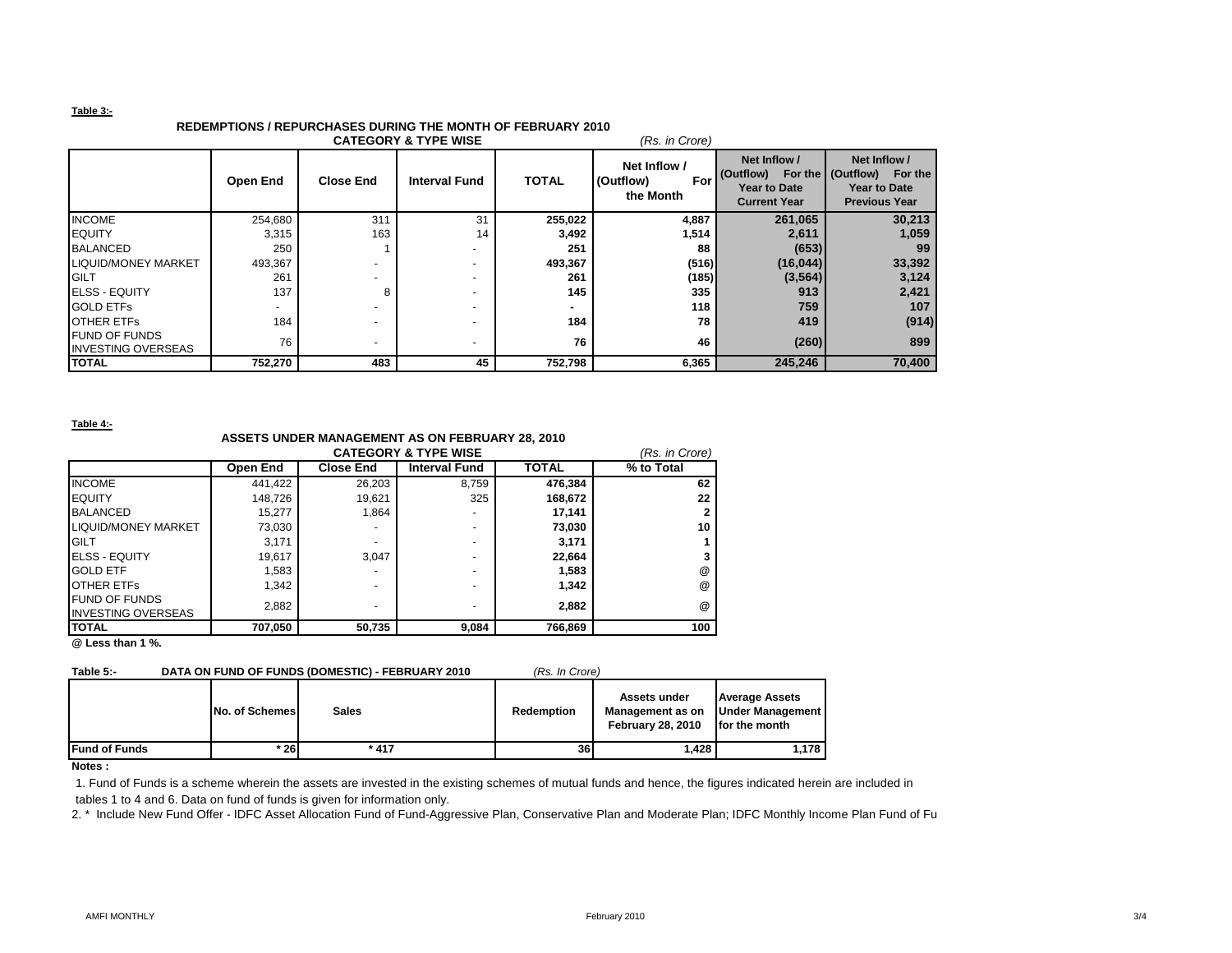**Table 3:-**

## REDEMPTIONS / REPURCHASES DURING THE MONTH OF FEBRUARY 2010

**CATEGORY & TYPE WISE** *(Rs. in Crore)*

| | Open End | Close End | Interval Fund | TOTAL | Net Inflow / (Outflow) For the Month | Net Inflow / (Outflow) For the Year to Date Current Year | Net Inflow / (Outflow) For the Year to Date Previous Year |
|---|---|---|---|---|---|---|---|
| INCOME | 254,680 | 311 | 31 | **255,022** | **4,887** | **261,065** | **30,213** |
| EQUITY | 3,315 | 163 | 14 | **3,492** | **1,514** | **2,611** | **1,059** |
| BALANCED | 250 | 1 | - | **251** | **88** | **(653)** | **99** |
| LIQUID/MONEY MARKET | 493,367 | - | - | **493,367** | **(516)** | **(16,044)** | **33,392** |
| GILT | 261 | - | - | **261** | **(185)** | **(3,564)** | **3,124** |
| ELSS - EQUITY | 137 | 8 | - | **145** | **335** | **913** | **2,421** |
| GOLD ETFs | - | - | - | **-** | **118** | **759** | **107** |
| OTHER ETFs | 184 | - | - | **184** | **78** | **419** | **(914)** |
| FUND OF FUNDS INVESTING OVERSEAS | 76 | - | - | **76** | **46** | **(260)** | **899** |
| **TOTAL** | **752,270** | **483** | **45** | **752,798** | **6,365** | **245,246** | **70,400** |

**Table 4:-**

## ASSETS UNDER MANAGEMENT AS ON FEBRUARY 28, 2010

**CATEGORY & TYPE WISE** *(Rs. in Crore)*

| | Open End | Close End | Interval Fund | TOTAL | % to Total |
|---|---|---|---|---|---|
| INCOME | 441,422 | 26,203 | 8,759 | **476,384** | **62** |
| EQUITY | 148,726 | 19,621 | 325 | **168,672** | **22** |
| BALANCED | 15,277 | 1,864 | - | **17,141** | **2** |
| LIQUID/MONEY MARKET | 73,030 | - | - | **73,030** | **10** |
| GILT | 3,171 | - | - | **3,171** | **1** |
| ELSS - EQUITY | 19,617 | 3,047 | - | **22,664** | **3** |
| GOLD ETF | 1,583 | - | - | **1,583** | @ |
| OTHER ETFs | 1,342 | - | - | **1,342** | @ |
| FUND OF FUNDS INVESTING OVERSEAS | 2,882 | - | - | **2,882** | @ |
| **TOTAL** | **707,050** | **50,735** | **9,084** | **766,869** | **100** |

**@ Less than 1 %.**

**Table 5:- DATA ON FUND OF FUNDS (DOMESTIC) - FEBRUARY 2010** *(Rs. In Crore)*

| | No. of Schemes | Sales | Redemption | Assets under Management as on February 28, 2010 | Average Assets Under Management for the month |
|---|---|---|---|---|---|
| **Fund of Funds** | * 26 | * 417 | 36 | 1,428 | 1,178 |

**Notes :**

1. Fund of Funds is a scheme wherein the assets are invested in the existing schemes of mutual funds and hence, the figures indicated herein are included in tables 1 to 4 and 6. Data on fund of funds is given for information only.

2. * Include New Fund Offer - IDFC Asset Allocation Fund of Fund-Aggressive Plan, Conservative Plan and Moderate Plan; IDFC Monthly Income Plan Fund of Fu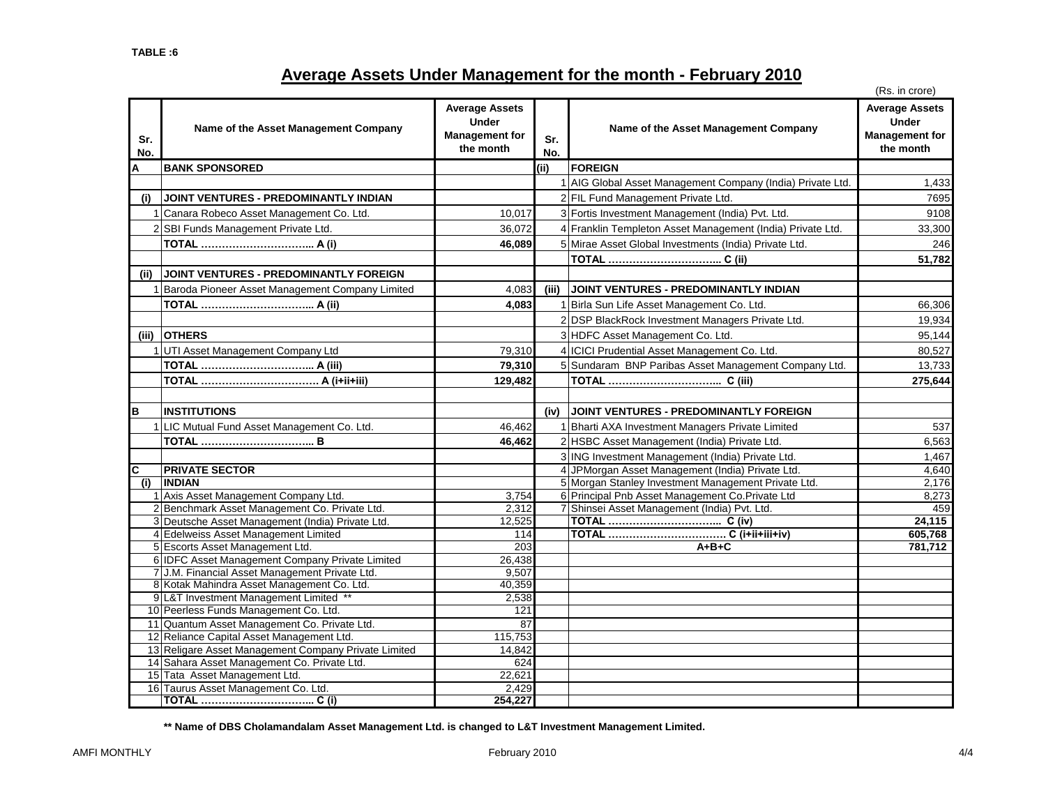**TABLE :6**

## Average Assets Under Management for the month - February 2010

(Rs. in crore)

| Sr. No. | Name of the Asset Management Company | Average Assets Under Management for the month | Sr. No. | Name of the Asset Management Company | Average Assets Under Management for the month |
|---|---|---|---|---|---|
| A | **BANK SPONSORED** | | (ii) | **FOREIGN** | |
| | | | 1 | AIG Global Asset Management Company (India) Private Ltd. | 1,433 |
| (i) | **JOINT VENTURES - PREDOMINANTLY INDIAN** | | 2 | FIL Fund Management Private Ltd. | 7695 |
| 1 | Canara Robeco Asset Management Co. Ltd. | 10,017 | 3 | Fortis Investment Management (India) Pvt. Ltd. | 9108 |
| 2 | SBI Funds Management Private Ltd. | 36,072 | 4 | Franklin Templeton Asset Management (India) Private Ltd. | 33,300 |
| | **TOTAL ………………………….. A (i)** | **46,089** | 5 | Mirae Asset Global Investments (India) Private Ltd. | 246 |
| | | | | **TOTAL ………………………….. C (ii)** | **51,782** |
| (ii) | **JOINT VENTURES - PREDOMINANTLY FOREIGN** | | | | |
| 1 | Baroda Pioneer Asset Management Company Limited | 4,083 | (iii) | **JOINT VENTURES - PREDOMINANTLY INDIAN** | |
| | **TOTAL ………………………….. A (ii)** | **4,083** | 1 | Birla Sun Life Asset Management Co. Ltd. | 66,306 |
| | | | 2 | DSP BlackRock Investment Managers Private Ltd. | 19,934 |
| (iii) | **OTHERS** | | 3 | HDFC Asset Management Co. Ltd. | 95,144 |
| 1 | UTI Asset Management Company Ltd | 79,310 | 4 | ICICI Prudential Asset Management Co. Ltd. | 80,527 |
| | **TOTAL ………………………….. A (iii)** | **79,310** | 5 | Sundaram BNP Paribas Asset Management Company Ltd. | 13,733 |
| | **TOTAL …………………………… A (i+ii+iii)** | **129,482** | | **TOTAL ………………………….. C (iii)** | **275,644** |
| | | | | | |
| B | **INSTITUTIONS** | | (iv) | **JOINT VENTURES - PREDOMINANTLY FOREIGN** | |
| 1 | LIC Mutual Fund Asset Management Co. Ltd. | 46,462 | 1 | Bharti AXA Investment Managers Private Limited | 537 |
| | **TOTAL ………………………….. B** | **46,462** | 2 | HSBC Asset Management (India) Private Ltd. | 6,563 |
| | | | 3 | ING Investment Management (India) Private Ltd. | 1,467 |
| C | **PRIVATE SECTOR** | | 4 | JPMorgan Asset Management (India) Private Ltd. | 4,640 |
| (i) | **INDIAN** | | 5 | Morgan Stanley Investment Management Private Ltd. | 2,176 |
| 1 | Axis Asset Management Company Ltd. | 3,754 | 6 | Principal Pnb Asset Management Co.Private Ltd | 8,273 |
| 2 | Benchmark Asset Management Co. Private Ltd. | 2,312 | 7 | Shinsei Asset Management (India) Pvt. Ltd. | 459 |
| 3 | Deutsche Asset Management (India) Private Ltd. | 12,525 | | **TOTAL ………………………….. C (iv)** | **24,115** |
| 4 | Edelweiss Asset Management Limited | 114 | | **TOTAL …………………………… C (i+ii+iii+iv)** | **605,768** |
| 5 | Escorts Asset Management Ltd. | 203 | | **A+B+C** | **781,712** |
| 6 | IDFC Asset Management Company Private Limited | 26,438 | | | |
| 7 | J.M. Financial Asset Management Private Ltd. | 9,507 | | | |
| 8 | Kotak Mahindra Asset Management Co. Ltd. | 40,359 | | | |
| 9 | L&T Investment Management Limited ** | 2,538 | | | |
| 10 | Peerless Funds Management Co. Ltd. | 121 | | | |
| 11 | Quantum Asset Management Co. Private Ltd. | 87 | | | |
| 12 | Reliance Capital Asset Management Ltd. | 115,753 | | | |
| 13 | Religare Asset Management Company Private Limited | 14,842 | | | |
| 14 | Sahara Asset Management Co. Private Ltd. | 624 | | | |
| 15 | Tata Asset Management Ltd. | 22,621 | | | |
| 16 | Taurus Asset Management Co. Ltd. | 2,429 | | | |
| | **TOTAL ………………………….. C (i)** | **254,227** | | | |

**** Name of DBS Cholamandalam Asset Management Ltd. is changed to L&T Investment Management Limited.**